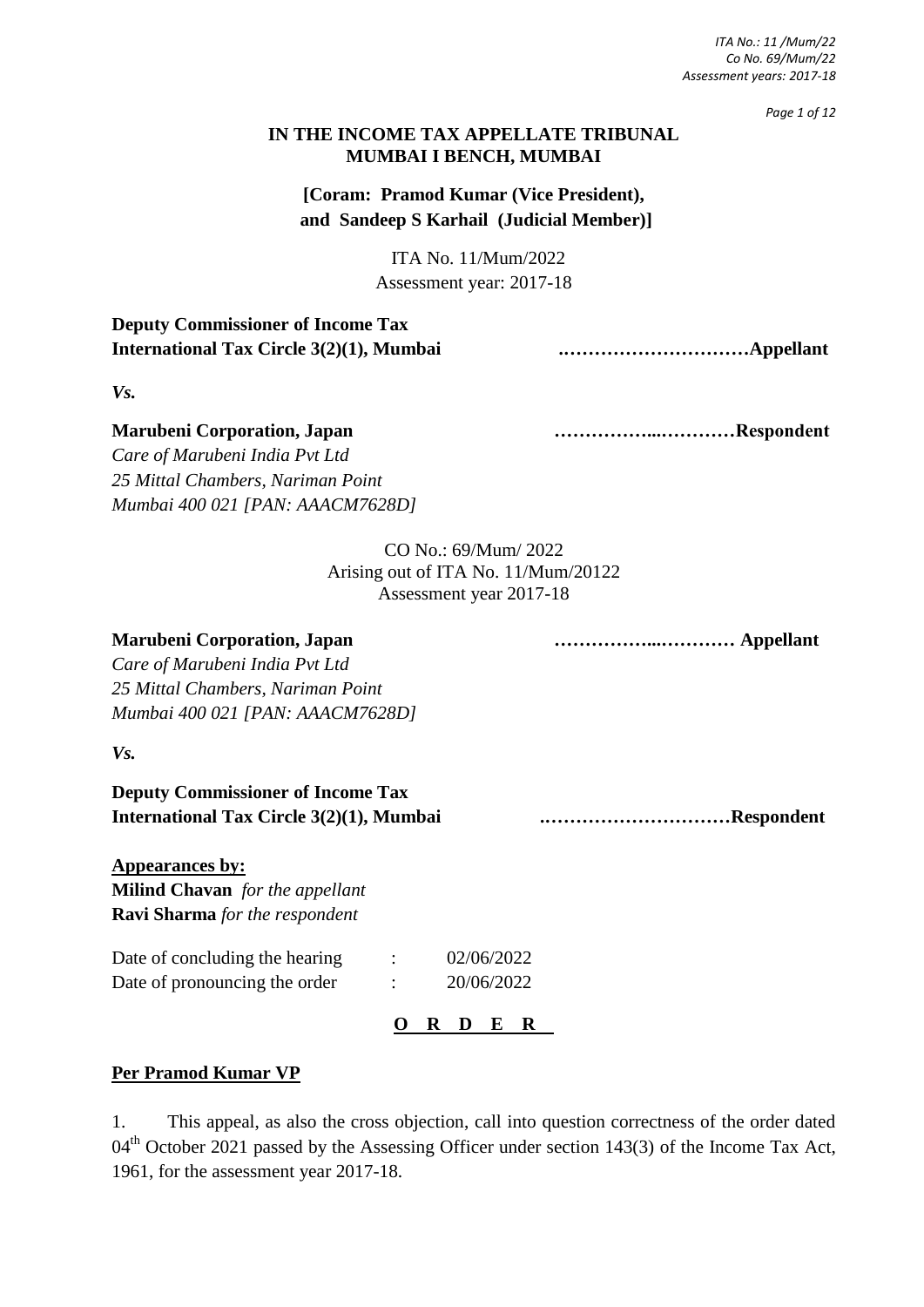# IN THE INCOME TAX APPELLATE TRIBUNAL
## MUMBAI I BENCH, MUMBAI

**[Coram: Pramod Kumar (Vice President), and Sandeep S Karhail (Judicial Member)]**

ITA No. 11/Mum/2022
Assessment year: 2017-18

**Deputy Commissioner of Income Tax**
**International Tax Circle 3(2)(1), Mumbai** ..............................**Appellant**

*Vs.*

**Marubeni Corporation, Japan** ................................**Respondent**
*Care of Marubeni India Pvt Ltd*
*25 Mittal Chambers, Nariman Point*
*Mumbai 400 021 [PAN: AACM7628D]*

CO No.: 69/Mum/ 2022
Arising out of ITA No. 11/Mum/20122
Assessment year 2017-18

**Marubeni Corporation, Japan** ................................ **Appellant**
*Care of Marubeni India Pvt Ltd*
*25 Mittal Chambers, Nariman Point*
*Mumbai 400 021 [PAN: AACM7628D]*

*Vs.*

**Deputy Commissioner of Income Tax**
**International Tax Circle 3(2)(1), Mumbai** ..............................**Respondent**

**Appearances by:**
**Milind Chavan** *for the appellant*
**Ravi Sharma** *for the respondent*

| | | |
|---|---|---|
| Date of concluding the hearing | : | 02/06/2022 |
| Date of pronouncing the order | : | 20/06/2022 |

**O R D E R**

**Per Pramod Kumar VP**

1. This appeal, as also the cross objection, call into question correctness of the order dated 04th October 2021 passed by the Assessing Officer under section 143(3) of the Income Tax Act, 1961, for the assessment year 2017-18.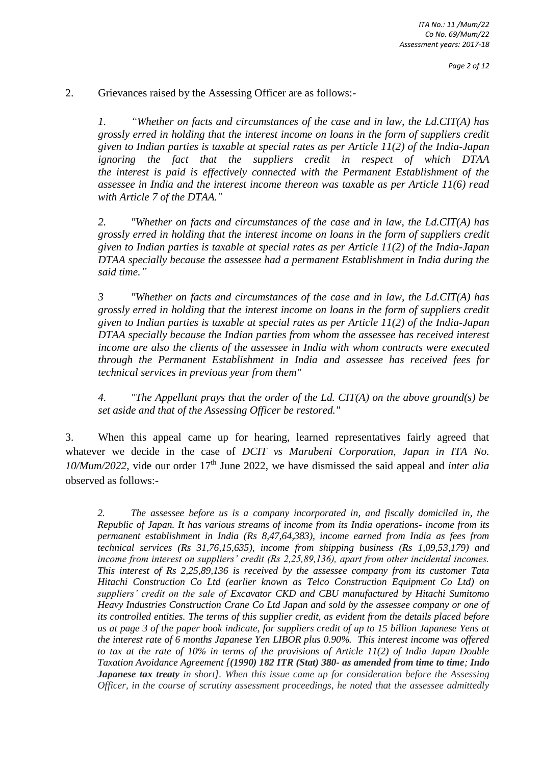2. Grievances raised by the Assessing Officer are as follows:-

> *1. "Whether on facts and circumstances of the case and in law, the Ld.CIT(A) has grossly erred in holding that the interest income on loans in the form of suppliers credit given to Indian parties is taxable at special rates as per Article 11(2) of the India-Japan DTAA ignoring the fact that the suppliers credit in respect of which the interest is paid is effectively connected with the Permanent Establishment of the assessee in India and the interest income thereon was taxable as per Article 11(6) read with Article 7 of the DTAA."*
>
> *2. "Whether on facts and circumstances of the case and in law, the Ld.CIT(A) has grossly erred in holding that the interest income on loans in the form of suppliers credit given to Indian parties is taxable at special rates as per Article 11(2) of the India-Japan DTAA specially because the assessee had a permanent Establishment in India during the said time."*
>
> *3 "Whether on facts and circumstances of the case and in law, the Ld.CIT(A) has grossly erred in holding that the interest income on loans in the form of suppliers credit given to Indian parties is taxable at special rates as per Article 11(2) of the India-Japan DTAA specially because the Indian parties from whom the assessee has received interest income are also the clients of the assessee in India with whom contracts were executed through the Permanent Establishment in India and assessee has received fees for technical services in previous year from them"*
>
> *4. "The Appellant prays that the order of the Ld. CIT(A) on the above ground(s) be set aside and that of the Assessing Officer be restored."*

3. When this appeal came up for hearing, learned representatives fairly agreed that whatever we decide in the case of *DCIT vs Marubeni Corporation, Japan in ITA No. 10/Mum/2022*, vide our order 17th June 2022, we have dismissed the said appeal and *inter alia* observed as follows:-

> *2. The assessee before us is a company incorporated in, and fiscally domiciled in, the Republic of Japan. It has various streams of income from its India operations- income from its permanent establishment in India (Rs 8,47,64,383), income earned from India as fees from technical services (Rs 31,76,15,635), income from shipping business (Rs 1,09,53,179) and income from interest on suppliers' credit (Rs 2,25,89,136), apart from other incidental incomes. This interest of Rs 2,25,89,136 is received by the assessee company from its customer Tata Hitachi Construction Co Ltd (earlier known as Telco Construction Equipment Co Ltd) on suppliers' credit on the sale of Excavator CKD and CBU manufactured by Hitachi Sumitomo Heavy Industries Construction Crane Co Ltd Japan and sold by the assessee company or one of its controlled entities. The terms of this supplier credit, as evident from the details placed before us at page 3 of the paper book indicate, for suppliers credit of up to 15 billion Japanese Yens at the interest rate of 6 months Japanese Yen LIBOR plus 0.90%. This interest income was offered to tax at the rate of 10% in terms of the provisions of Article 11(2) of India Japan Double Taxation Avoidance Agreement [**(1990) 182 ITR (Stat) 380- as amended from time to time**; **Indo Japanese tax treaty** in short]. When this issue came up for consideration before the Assessing Officer, in the course of scrutiny assessment proceedings, he noted that the assessee admittedly*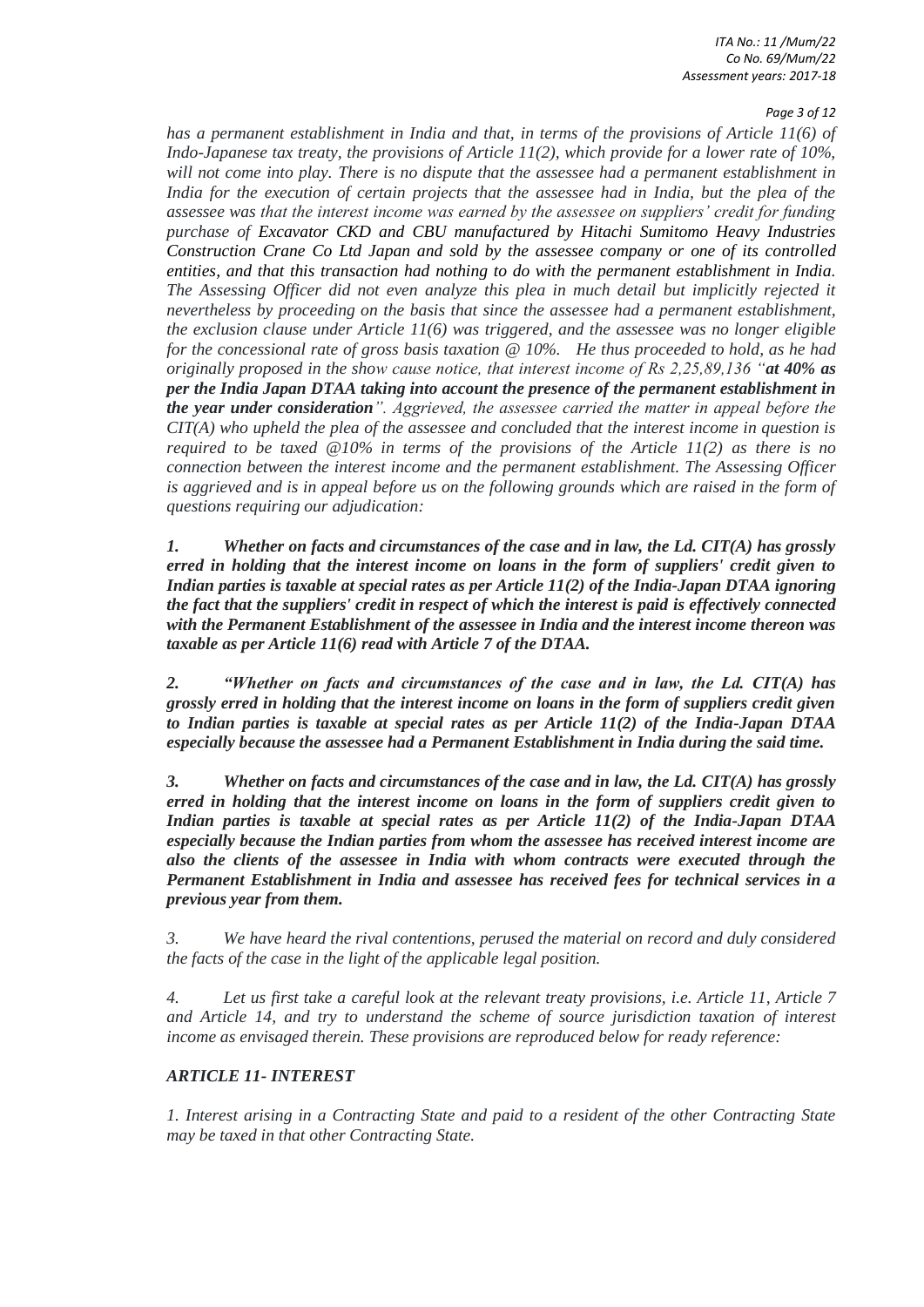*has a permanent establishment in India and that, in terms of the provisions of Article 11(6) of Indo-Japanese tax treaty, the provisions of Article 11(2), which provide for a lower rate of 10%, will not come into play. There is no dispute that the assessee had a permanent establishment in India for the execution of certain projects that the assessee had in India, but the plea of the assessee was that the interest income was earned by the assessee on suppliers' credit for funding purchase of Excavator CKD and CBU manufactured by Hitachi Sumitomo Heavy Industries Construction Crane Co Ltd Japan and sold by the assessee company or one of its controlled entities, and that this transaction had nothing to do with the permanent establishment in India. The Assessing Officer did not even analyze this plea in much detail but implicitly rejected it nevertheless by proceeding on the basis that since the assessee had a permanent establishment, the exclusion clause under Article 11(6) was triggered, and the assessee was no longer eligible for the concessional rate of gross basis taxation @ 10%. He thus proceeded to hold, as he had originally proposed in the show cause notice, that interest income of Rs 2,25,89,136 "**at 40% as per the India Japan DTAA taking into account the presence of the permanent establishment in the year under consideration**". Aggrieved, the assessee carried the matter in appeal before the CIT(A) who upheld the plea of the assessee and concluded that the interest income in question is required to be taxed @10% in terms of the provisions of the Article 11(2) as there is no connection between the interest income and the permanent establishment. The Assessing Officer is aggrieved and is in appeal before us on the following grounds which are raised in the form of questions requiring our adjudication:*

***1. Whether on facts and circumstances of the case and in law, the Ld. CIT(A) has grossly erred in holding that the interest income on loans in the form of suppliers' credit given to Indian parties is taxable at special rates as per Article 11(2) of the India-Japan DTAA ignoring the fact that the suppliers' credit in respect of which the interest is paid is effectively connected with the Permanent Establishment of the assessee in India and the interest income thereon was taxable as per Article 11(6) read with Article 7 of the DTAA.***

***2. "Whether on facts and circumstances of the case and in law, the Ld. CIT(A) has grossly erred in holding that the interest income on loans in the form of suppliers credit given to Indian parties is taxable at special rates as per Article 11(2) of the India-Japan DTAA especially because the assessee had a Permanent Establishment in India during the said time.***

***3. Whether on facts and circumstances of the case and in law, the Ld. CIT(A) has grossly erred in holding that the interest income on loans in the form of suppliers credit given to Indian parties is taxable at special rates as per Article 11(2) of the India-Japan DTAA especially because the Indian parties from whom the assessee has received interest income are also the clients of the assessee in India with whom contracts were executed through the Permanent Establishment in India and assessee has received fees for technical services in a previous year from them.***

*3. We have heard the rival contentions, perused the material on record and duly considered the facts of the case in the light of the applicable legal position.*

*4. Let us first take a careful look at the relevant treaty provisions, i.e. Article 11, Article 7 and Article 14, and try to understand the scheme of source jurisdiction taxation of interest income as envisaged therein. These provisions are reproduced below for ready reference:*

### *ARTICLE 11- INTEREST*

*1. Interest arising in a Contracting State and paid to a resident of the other Contracting State may be taxed in that other Contracting State.*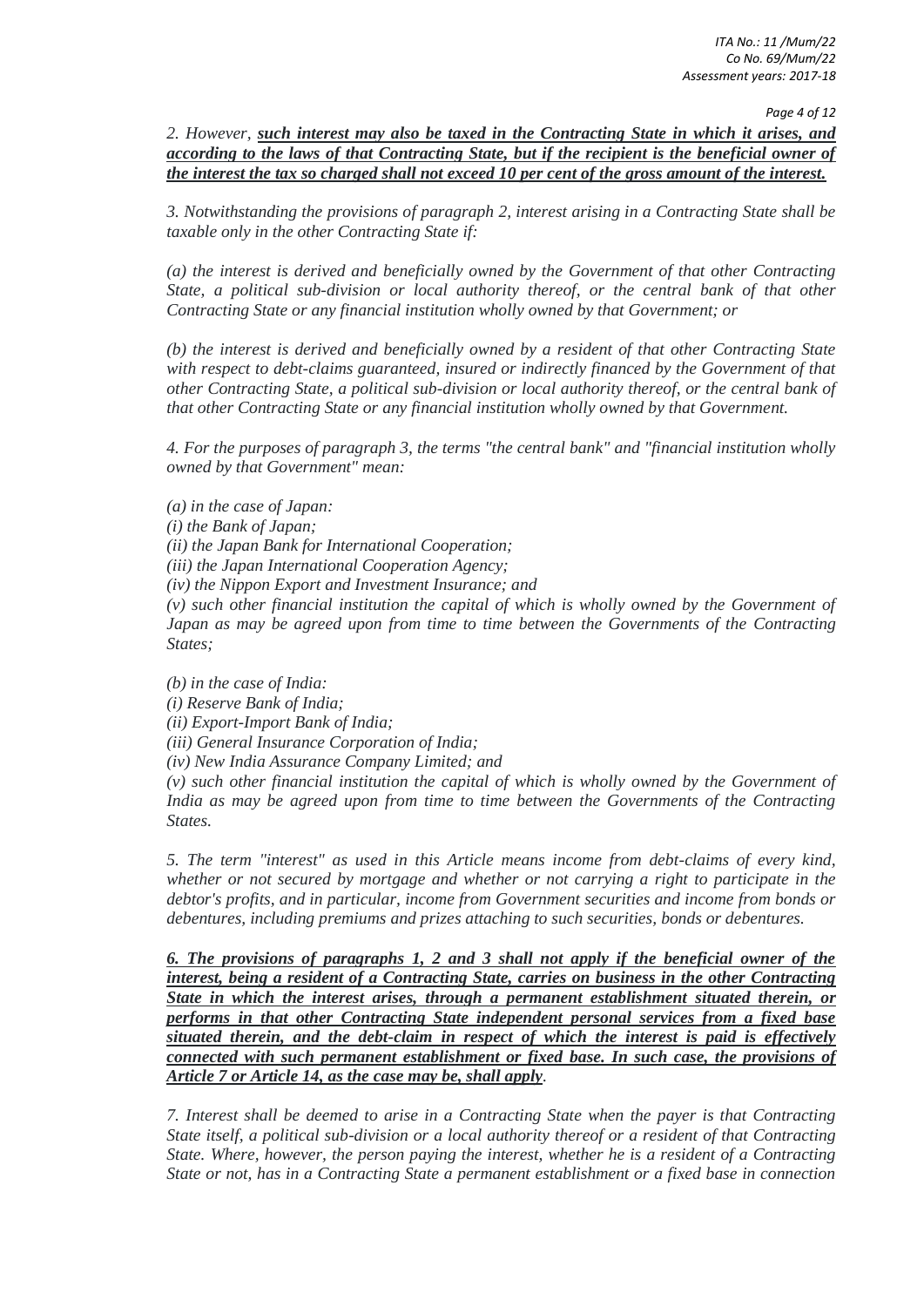*2. However, **such interest may also be taxed in the Contracting State in which it arises, and according to the laws of that Contracting State, but if the recipient is the beneficial owner of the interest the tax so charged shall not exceed 10 per cent of the gross amount of the interest.***

*3. Notwithstanding the provisions of paragraph 2, interest arising in a Contracting State shall be taxable only in the other Contracting State if:*

*(a) the interest is derived and beneficially owned by the Government of that other Contracting State, a political sub-division or local authority thereof, or the central bank of that other Contracting State or any financial institution wholly owned by that Government; or*

*(b) the interest is derived and beneficially owned by a resident of that other Contracting State with respect to debt-claims guaranteed, insured or indirectly financed by the Government of that other Contracting State, a political sub-division or local authority thereof, or the central bank of that other Contracting State or any financial institution wholly owned by that Government.*

*4. For the purposes of paragraph 3, the terms "the central bank" and "financial institution wholly owned by that Government" mean:*

*(a) in the case of Japan:*
*(i) the Bank of Japan;*
*(ii) the Japan Bank for International Cooperation;*
*(iii) the Japan International Cooperation Agency;*
*(iv) the Nippon Export and Investment Insurance; and*
*(v) such other financial institution the capital of which is wholly owned by the Government of Japan as may be agreed upon from time to time between the Governments of the Contracting States;*

*(b) in the case of India:*
*(i) Reserve Bank of India;*
*(ii) Export-Import Bank of India;*
*(iii) General Insurance Corporation of India;*
*(iv) New India Assurance Company Limited; and*
*(v) such other financial institution the capital of which is wholly owned by the Government of India as may be agreed upon from time to time between the Governments of the Contracting States.*

*5. The term "interest" as used in this Article means income from debt-claims of every kind, whether or not secured by mortgage and whether or not carrying a right to participate in the debtor's profits, and in particular, income from Government securities and income from bonds or debentures, including premiums and prizes attaching to such securities, bonds or debentures.*

***6. The provisions of paragraphs 1, 2 and 3 shall not apply if the beneficial owner of the interest, being a resident of a Contracting State, carries on business in the other Contracting State in which the interest arises, through a permanent establishment situated therein, or performs in that other Contracting State independent personal services from a fixed base situated therein, and the debt-claim in respect of which the interest is paid is effectively connected with such permanent establishment or fixed base. In such case, the provisions of Article 7 or Article 14, as the case may be, shall apply**.*

*7. Interest shall be deemed to arise in a Contracting State when the payer is that Contracting State itself, a political sub-division or a local authority thereof or a resident of that Contracting State. Where, however, the person paying the interest, whether he is a resident of a Contracting State or not, has in a Contracting State a permanent establishment or a fixed base in connection*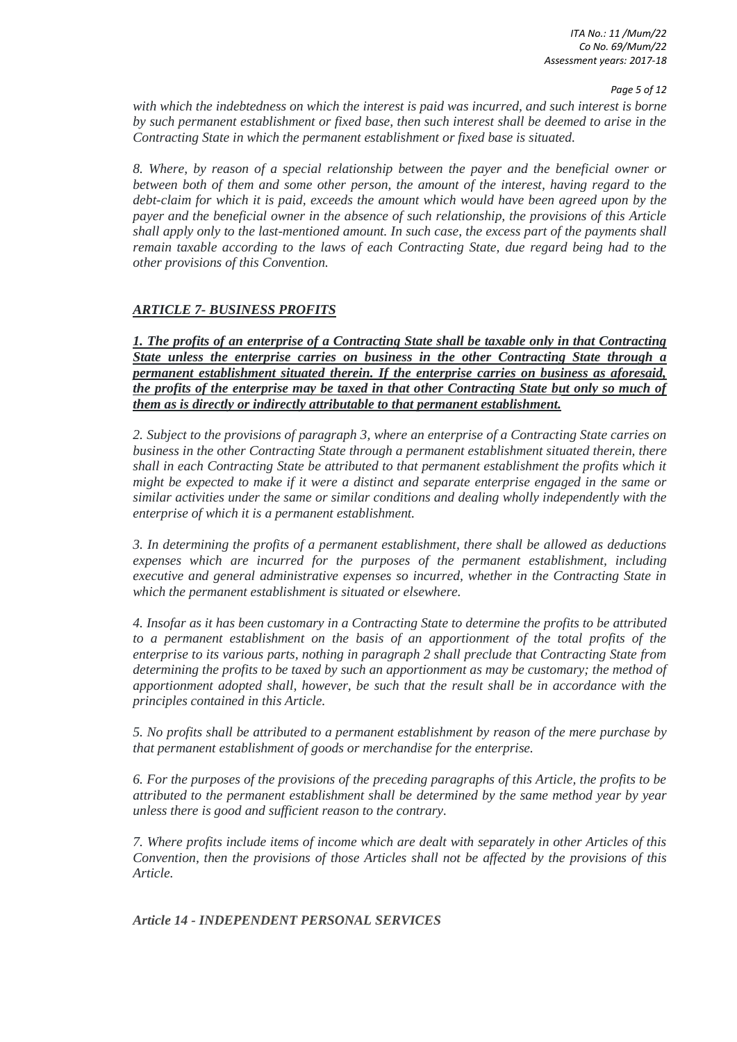*with which the indebtedness on which the interest is paid was incurred, and such interest is borne by such permanent establishment or fixed base, then such interest shall be deemed to arise in the Contracting State in which the permanent establishment or fixed base is situated.*

*8. Where, by reason of a special relationship between the payer and the beneficial owner or between both of them and some other person, the amount of the interest, having regard to the debt-claim for which it is paid, exceeds the amount which would have been agreed upon by the payer and the beneficial owner in the absence of such relationship, the provisions of this Article shall apply only to the last-mentioned amount. In such case, the excess part of the payments shall remain taxable according to the laws of each Contracting State, due regard being had to the other provisions of this Convention.*

***ARTICLE 7- BUSINESS PROFITS***

***1. The profits of an enterprise of a Contracting State shall be taxable only in that Contracting State unless the enterprise carries on business in the other Contracting State through a permanent establishment situated therein. If the enterprise carries on business as aforesaid, the profits of the enterprise may be taxed in that other Contracting State but only so much of them as is directly or indirectly attributable to that permanent establishment.***

*2. Subject to the provisions of paragraph 3, where an enterprise of a Contracting State carries on business in the other Contracting State through a permanent establishment situated therein, there shall in each Contracting State be attributed to that permanent establishment the profits which it might be expected to make if it were a distinct and separate enterprise engaged in the same or similar activities under the same or similar conditions and dealing wholly independently with the enterprise of which it is a permanent establishment.*

*3. In determining the profits of a permanent establishment, there shall be allowed as deductions expenses which are incurred for the purposes of the permanent establishment, including executive and general administrative expenses so incurred, whether in the Contracting State in which the permanent establishment is situated or elsewhere.*

*4. Insofar as it has been customary in a Contracting State to determine the profits to be attributed to a permanent establishment on the basis of an apportionment of the total profits of the enterprise to its various parts, nothing in paragraph 2 shall preclude that Contracting State from determining the profits to be taxed by such an apportionment as may be customary; the method of apportionment adopted shall, however, be such that the result shall be in accordance with the principles contained in this Article.*

*5. No profits shall be attributed to a permanent establishment by reason of the mere purchase by that permanent establishment of goods or merchandise for the enterprise.*

*6. For the purposes of the provisions of the preceding paragraphs of this Article, the profits to be attributed to the permanent establishment shall be determined by the same method year by year unless there is good and sufficient reason to the contrary.*

*7. Where profits include items of income which are dealt with separately in other Articles of this Convention, then the provisions of those Articles shall not be affected by the provisions of this Article.*

***Article 14 - INDEPENDENT PERSONAL SERVICES***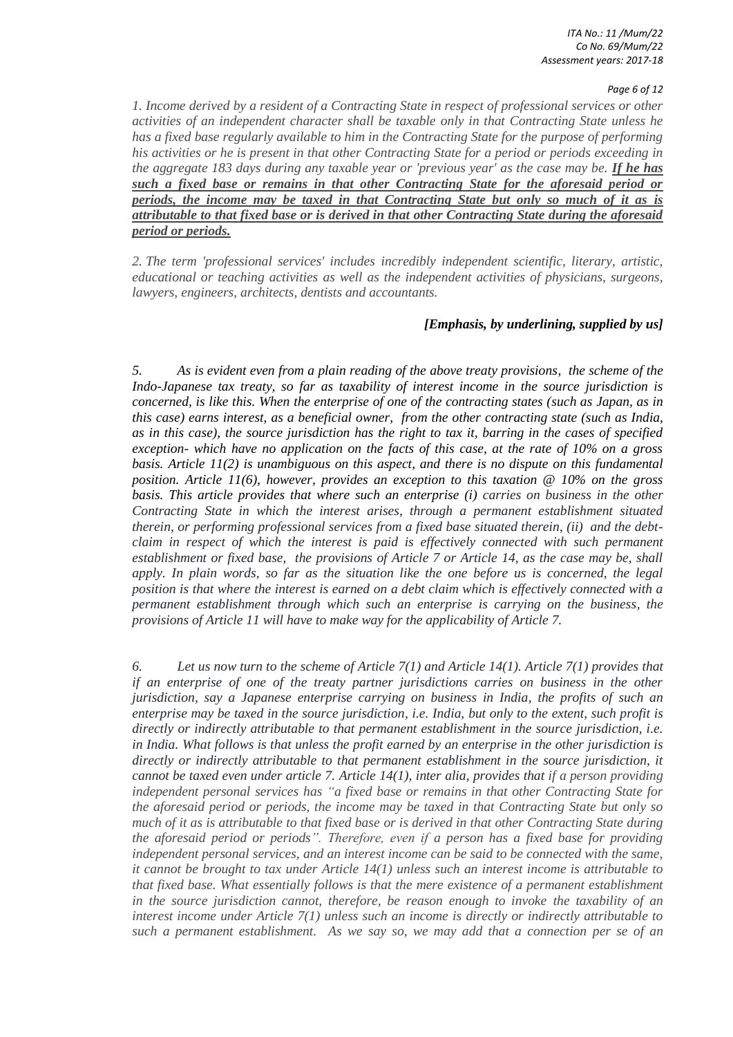*1. Income derived by a resident of a Contracting State in respect of professional services or other activities of an independent character shall be taxable only in that Contracting State unless he has a fixed base regularly available to him in the Contracting State for the purpose of performing his activities or he is present in that other Contracting State for a period or periods exceeding in the aggregate 183 days during any taxable year or 'previous year' as the case may be.* ***If he has such a fixed base or remains in that other Contracting State for the aforesaid period or periods, the income may be taxed in that Contracting State but only so much of it as is attributable to that fixed base or is derived in that other Contracting State during the aforesaid period or periods.***

*2. The term 'professional services' includes incredibly independent scientific, literary, artistic, educational or teaching activities as well as the independent activities of physicians, surgeons, lawyers, engineers, architects, dentists and accountants.*

***[Emphasis, by underlining, supplied by us]***

*5. As is evident even from a plain reading of the above treaty provisions, the scheme of the Indo-Japanese tax treaty, so far as taxability of interest income in the source jurisdiction is concerned, is like this. When the enterprise of one of the contracting states (such as Japan, as in this case) earns interest, as a beneficial owner, from the other contracting state (such as India, as in this case), the source jurisdiction has the right to tax it, barring in the cases of specified exception- which have no application on the facts of this case, at the rate of 10% on a gross basis. Article 11(2) is unambiguous on this aspect, and there is no dispute on this fundamental position. Article 11(6), however, provides an exception to this taxation @ 10% on the gross basis. This article provides that where such an enterprise (i) carries on business in the other Contracting State in which the interest arises, through a permanent establishment situated therein, or performing professional services from a fixed base situated therein, (ii) and the debt-claim in respect of which the interest is paid is effectively connected with such permanent establishment or fixed base, the provisions of Article 7 or Article 14, as the case may be, shall apply. In plain words, so far as the situation like the one before us is concerned, the legal position is that where the interest is earned on a debt claim which is effectively connected with a permanent establishment through which such an enterprise is carrying on the business, the provisions of Article 11 will have to make way for the applicability of Article 7.*

*6. Let us now turn to the scheme of Article 7(1) and Article 14(1). Article 7(1) provides that if an enterprise of one of the treaty partner jurisdictions carries on business in the other jurisdiction, say a Japanese enterprise carrying on business in India, the profits of such an enterprise may be taxed in the source jurisdiction, i.e. India, but only to the extent, such profit is directly or indirectly attributable to that permanent establishment in the source jurisdiction, i.e. in India. What follows is that unless the profit earned by an enterprise in the other jurisdiction is directly or indirectly attributable to that permanent establishment in the source jurisdiction, it cannot be taxed even under article 7. Article 14(1), inter alia, provides that if a person providing independent personal services has "a fixed base or remains in that other Contracting State for the aforesaid period or periods, the income may be taxed in that Contracting State but only so much of it as is attributable to that fixed base or is derived in that other Contracting State during the aforesaid period or periods". Therefore, even if a person has a fixed base for providing independent personal services, and an interest income can be said to be connected with the same, it cannot be brought to tax under Article 14(1) unless such an interest income is attributable to that fixed base. What essentially follows is that the mere existence of a permanent establishment in the source jurisdiction cannot, therefore, be reason enough to invoke the taxability of an interest income under Article 7(1) unless such an income is directly or indirectly attributable to such a permanent establishment. As we say so, we may add that a connection per se of an*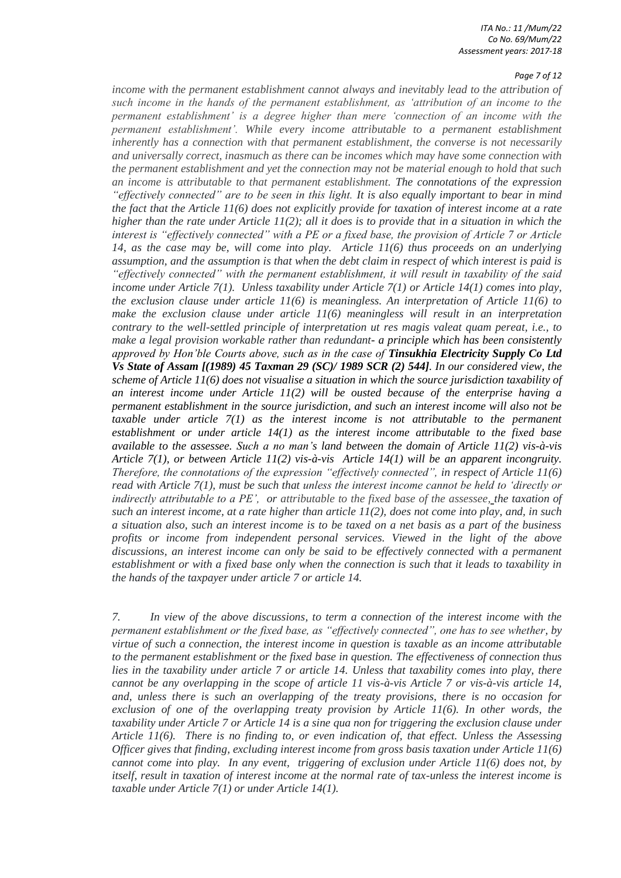*income with the permanent establishment cannot always and inevitably lead to the attribution of such income in the hands of the permanent establishment, as 'attribution of an income to the permanent establishment' is a degree higher than mere 'connection of an income with the permanent establishment'. While every income attributable to a permanent establishment inherently has a connection with that permanent establishment, the converse is not necessarily and universally correct, inasmuch as there can be incomes which may have some connection with the permanent establishment and yet the connection may not be material enough to hold that such an income is attributable to that permanent establishment. The connotations of the expression "effectively connected" are to be seen in this light. It is also equally important to bear in mind the fact that the Article 11(6) does not explicitly provide for taxation of interest income at a rate higher than the rate under Article 11(2); all it does is to provide that in a situation in which the interest is "effectively connected" with a PE or a fixed base, the provision of Article 7 or Article 14, as the case may be, will come into play. Article 11(6) thus proceeds on an underlying assumption, and the assumption is that when the debt claim in respect of which interest is paid is "effectively connected" with the permanent establishment, it will result in taxability of the said income under Article 7(1). Unless taxability under Article 7(1) or Article 14(1) comes into play, the exclusion clause under article 11(6) is meaningless. An interpretation of Article 11(6) to make the exclusion clause under article 11(6) meaningless will result in an interpretation contrary to the well-settled principle of interpretation ut res magis valeat quam pereat, i.e., to make a legal provision workable rather than redundant- a principle which has been consistently approved by Hon'ble Courts above, such as in the case of **Tinsukhia Electricity Supply Co Ltd Vs State of Assam [(1989) 45 Taxman 29 (SC)/ 1989 SCR (2) 544]**. In our considered view, the scheme of Article 11(6) does not visualise a situation in which the source jurisdiction taxability of an interest income under Article 11(2) will be ousted because of the enterprise having a permanent establishment in the source jurisdiction, and such an interest income will also not be taxable under article 7(1) as the interest income is not attributable to the permanent establishment or under article 14(1) as the interest income attributable to the fixed base available to the assessee. Such a no man's land between the domain of Article 11(2) vis-à-vis Article 7(1), or between Article 11(2) vis-à-vis Article 14(1) will be an apparent incongruity. Therefore, the connotations of the expression "effectively connected", in respect of Article 11(6) read with Article 7(1), must be such that unless the interest income cannot be held to 'directly or indirectly attributable to a PE', or attributable to the fixed base of the assessee, the taxation of such an interest income, at a rate higher than article 11(2), does not come into play, and, in such a situation also, such an interest income is to be taxed on a net basis as a part of the business profits or income from independent personal services. Viewed in the light of the above discussions, an interest income can only be said to be effectively connected with a permanent establishment or with a fixed base only when the connection is such that it leads to taxability in the hands of the taxpayer under article 7 or article 14.*

*7. In view of the above discussions, to term a connection of the interest income with the permanent establishment or the fixed base, as "effectively connected", one has to see whether, by virtue of such a connection, the interest income in question is taxable as an income attributable to the permanent establishment or the fixed base in question. The effectiveness of connection thus lies in the taxability under article 7 or article 14. Unless that taxability comes into play, there cannot be any overlapping in the scope of article 11 vis-à-vis Article 7 or vis-à-vis article 14, and, unless there is such an overlapping of the treaty provisions, there is no occasion for exclusion of one of the overlapping treaty provision by Article 11(6). In other words, the taxability under Article 7 or Article 14 is a sine qua non for triggering the exclusion clause under Article 11(6). There is no finding to, or even indication of, that effect. Unless the Assessing Officer gives that finding, excluding interest income from gross basis taxation under Article 11(6) cannot come into play. In any event, triggering of exclusion under Article 11(6) does not, by itself, result in taxation of interest income at the normal rate of tax-unless the interest income is taxable under Article 7(1) or under Article 14(1).*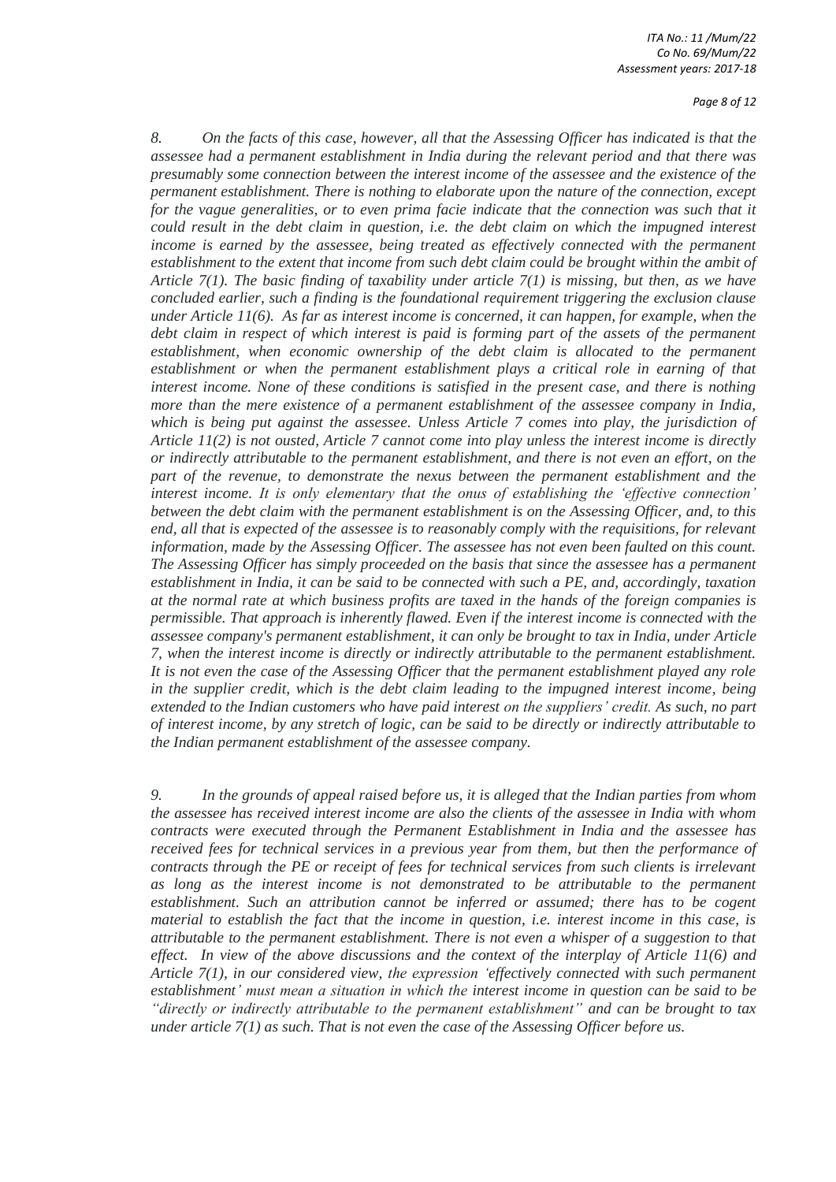*8. On the facts of this case, however, all that the Assessing Officer has indicated is that the assessee had a permanent establishment in India during the relevant period and that there was presumably some connection between the interest income of the assessee and the existence of the permanent establishment. There is nothing to elaborate upon the nature of the connection, except for the vague generalities, or to even prima facie indicate that the connection was such that it could result in the debt claim in question, i.e. the debt claim on which the impugned interest income is earned by the assessee, being treated as effectively connected with the permanent establishment to the extent that income from such debt claim could be brought within the ambit of Article 7(1). The basic finding of taxability under article 7(1) is missing, but then, as we have concluded earlier, such a finding is the foundational requirement triggering the exclusion clause under Article 11(6). As far as interest income is concerned, it can happen, for example, when the debt claim in respect of which interest is paid is forming part of the assets of the permanent establishment, when economic ownership of the debt claim is allocated to the permanent establishment or when the permanent establishment plays a critical role in earning of that interest income. None of these conditions is satisfied in the present case, and there is nothing more than the mere existence of a permanent establishment of the assessee company in India, which is being put against the assessee. Unless Article 7 comes into play, the jurisdiction of Article 11(2) is not ousted, Article 7 cannot come into play unless the interest income is directly or indirectly attributable to the permanent establishment, and there is not even an effort, on the part of the revenue, to demonstrate the nexus between the permanent establishment and the interest income. It is only elementary that the onus of establishing the 'effective connection' between the debt claim with the permanent establishment is on the Assessing Officer, and, to this end, all that is expected of the assessee is to reasonably comply with the requisitions, for relevant information, made by the Assessing Officer. The assessee has not even been faulted on this count. The Assessing Officer has simply proceeded on the basis that since the assessee has a permanent establishment in India, it can be said to be connected with such a PE, and, accordingly, taxation at the normal rate at which business profits are taxed in the hands of the foreign companies is permissible. That approach is inherently flawed. Even if the interest income is connected with the assessee company's permanent establishment, it can only be brought to tax in India, under Article 7, when the interest income is directly or indirectly attributable to the permanent establishment. It is not even the case of the Assessing Officer that the permanent establishment played any role in the supplier credit, which is the debt claim leading to the impugned interest income, being extended to the Indian customers who have paid interest on the suppliers' credit. As such, no part of interest income, by any stretch of logic, can be said to be directly or indirectly attributable to the Indian permanent establishment of the assessee company.*

*9. In the grounds of appeal raised before us, it is alleged that the Indian parties from whom the assessee has received interest income are also the clients of the assessee in India with whom contracts were executed through the Permanent Establishment in India and the assessee has received fees for technical services in a previous year from them, but then the performance of contracts through the PE or receipt of fees for technical services from such clients is irrelevant as long as the interest income is not demonstrated to be attributable to the permanent establishment. Such an attribution cannot be inferred or assumed; there has to be cogent material to establish the fact that the income in question, i.e. interest income in this case, is attributable to the permanent establishment. There is not even a whisper of a suggestion to that effect. In view of the above discussions and the context of the interplay of Article 11(6) and Article 7(1), in our considered view, the expression 'effectively connected with such permanent establishment' must mean a situation in which the interest income in question can be said to be "directly or indirectly attributable to the permanent establishment" and can be brought to tax under article 7(1) as such. That is not even the case of the Assessing Officer before us.*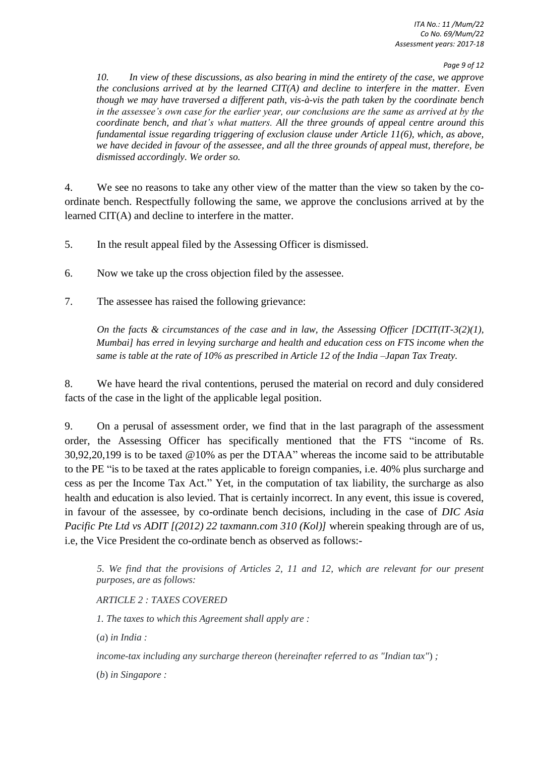> *10. In view of these discussions, as also bearing in mind the entirety of the case, we approve the conclusions arrived at by the learned CIT(A) and decline to interfere in the matter. Even though we may have traversed a different path, vis-à-vis the path taken by the coordinate bench in the assessee's own case for the earlier year, our conclusions are the same as arrived at by the coordinate bench, and that's what matters. All the three grounds of appeal centre around this fundamental issue regarding triggering of exclusion clause under Article 11(6), which, as above, we have decided in favour of the assessee, and all the three grounds of appeal must, therefore, be dismissed accordingly. We order so.*

4. We see no reasons to take any other view of the matter than the view so taken by the co-ordinate bench. Respectfully following the same, we approve the conclusions arrived at by the learned CIT(A) and decline to interfere in the matter.

5. In the result appeal filed by the Assessing Officer is dismissed.

6. Now we take up the cross objection filed by the assessee.

7. The assessee has raised the following grievance:

> *On the facts & circumstances of the case and in law, the Assessing Officer [DCIT(IT-3(2)(1), Mumbai] has erred in levying surcharge and health and education cess on FTS income when the same is table at the rate of 10% as prescribed in Article 12 of the India –Japan Tax Treaty.*

8. We have heard the rival contentions, perused the material on record and duly considered facts of the case in the light of the applicable legal position.

9. On a perusal of assessment order, we find that in the last paragraph of the assessment order, the Assessing Officer has specifically mentioned that the FTS "income of Rs. 30,92,20,199 is to be taxed @10% as per the DTAA" whereas the income said to be attributable to the PE "is to be taxed at the rates applicable to foreign companies, i.e. 40% plus surcharge and cess as per the Income Tax Act." Yet, in the computation of tax liability, the surcharge as also health and education is also levied. That is certainly incorrect. In any event, this issue is covered, in favour of the assessee, by co-ordinate bench decisions, including in the case of *DIC Asia Pacific Pte Ltd vs ADIT [(2012) 22 taxmann.com 310 (Kol)]* wherein speaking through are of us, i.e, the Vice President the co-ordinate bench as observed as follows:-

> *5. We find that the provisions of Articles 2, 11 and 12, which are relevant for our present purposes, are as follows:*
>
> *ARTICLE 2 : TAXES COVERED*
>
> *1. The taxes to which this Agreement shall apply are :*
>
> (*a*) *in India :*
>
> *income-tax including any surcharge thereon* (*hereinafter referred to as "Indian tax"*) *;*
>
> (*b*) *in Singapore :*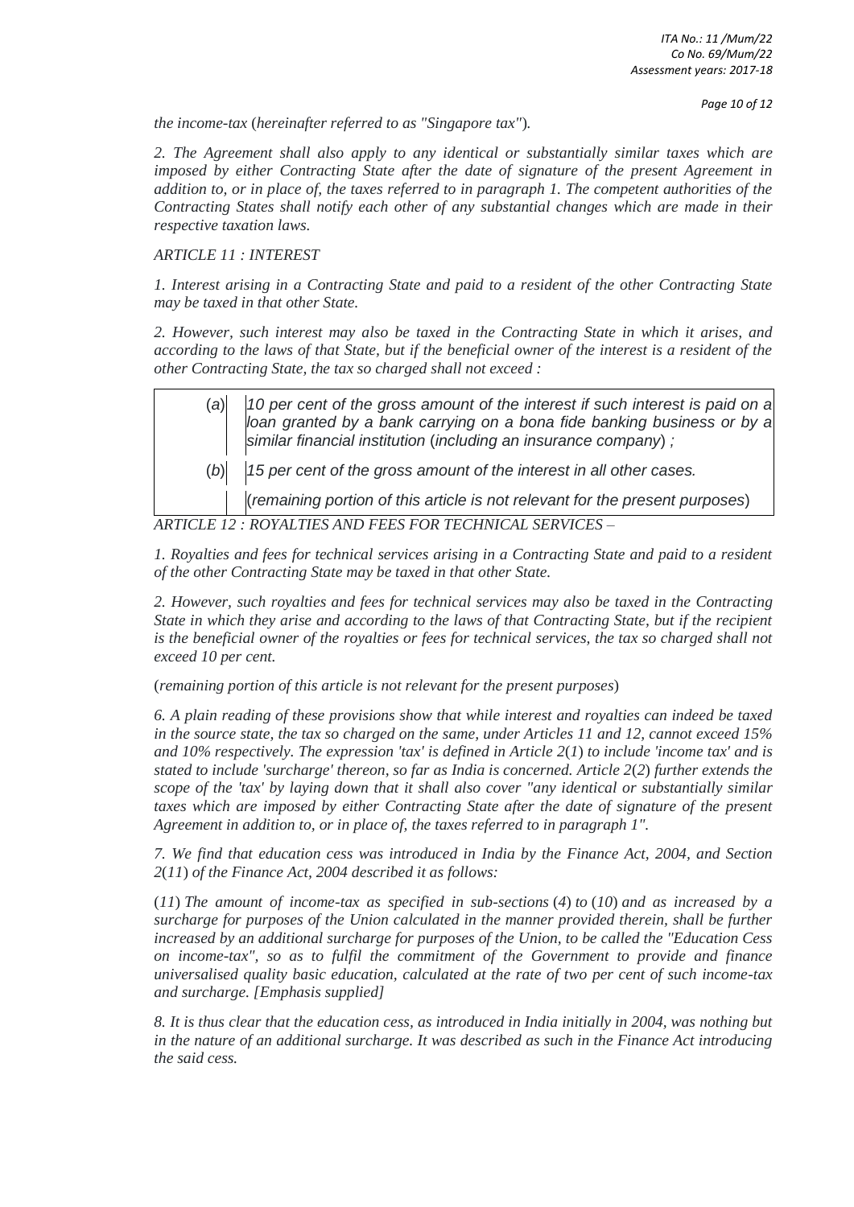*the income-tax (hereinafter referred to as "Singapore tax").*

*2. The Agreement shall also apply to any identical or substantially similar taxes which are imposed by either Contracting State after the date of signature of the present Agreement in addition to, or in place of, the taxes referred to in paragraph 1. The competent authorities of the Contracting States shall notify each other of any substantial changes which are made in their respective taxation laws.*

*ARTICLE 11 : INTEREST*

*1. Interest arising in a Contracting State and paid to a resident of the other Contracting State may be taxed in that other State.*

*2. However, such interest may also be taxed in the Contracting State in which it arises, and according to the laws of that State, but if the beneficial owner of the interest is a resident of the other Contracting State, the tax so charged shall not exceed :*

| | |
|---|---|
| (*a*) | *10 per cent of the gross amount of the interest if such interest is paid on a loan granted by a bank carrying on a bona fide banking business or by a similar financial institution (including an insurance company) ;* |
| (*b*) | *15 per cent of the gross amount of the interest in all other cases.* |
| | (*remaining portion of this article is not relevant for the present purposes*) |

*ARTICLE 12 : ROYALTIES AND FEES FOR TECHNICAL SERVICES –*

*1. Royalties and fees for technical services arising in a Contracting State and paid to a resident of the other Contracting State may be taxed in that other State.*

*2. However, such royalties and fees for technical services may also be taxed in the Contracting State in which they arise and according to the laws of that Contracting State, but if the recipient is the beneficial owner of the royalties or fees for technical services, the tax so charged shall not exceed 10 per cent.*

(*remaining portion of this article is not relevant for the present purposes*)

*6. A plain reading of these provisions show that while interest and royalties can indeed be taxed in the source state, the tax so charged on the same, under Articles 11 and 12, cannot exceed 15% and 10% respectively. The expression 'tax' is defined in Article 2(1) to include 'income tax' and is stated to include 'surcharge' thereon, so far as India is concerned. Article 2(2) further extends the scope of the 'tax' by laying down that it shall also cover "any identical or substantially similar taxes which are imposed by either Contracting State after the date of signature of the present Agreement in addition to, or in place of, the taxes referred to in paragraph 1".*

*7. We find that education cess was introduced in India by the Finance Act, 2004, and Section 2(11) of the Finance Act, 2004 described it as follows:*

*(11) The amount of income-tax as specified in sub-sections (4) to (10) and as increased by a surcharge for purposes of the Union calculated in the manner provided therein, shall be further increased by an additional surcharge for purposes of the Union, to be called the "Education Cess on income-tax", so as to fulfil the commitment of the Government to provide and finance universalised quality basic education, calculated at the rate of two per cent of such income-tax and surcharge. [Emphasis supplied]*

*8. It is thus clear that the education cess, as introduced in India initially in 2004, was nothing but in the nature of an additional surcharge. It was described as such in the Finance Act introducing the said cess.*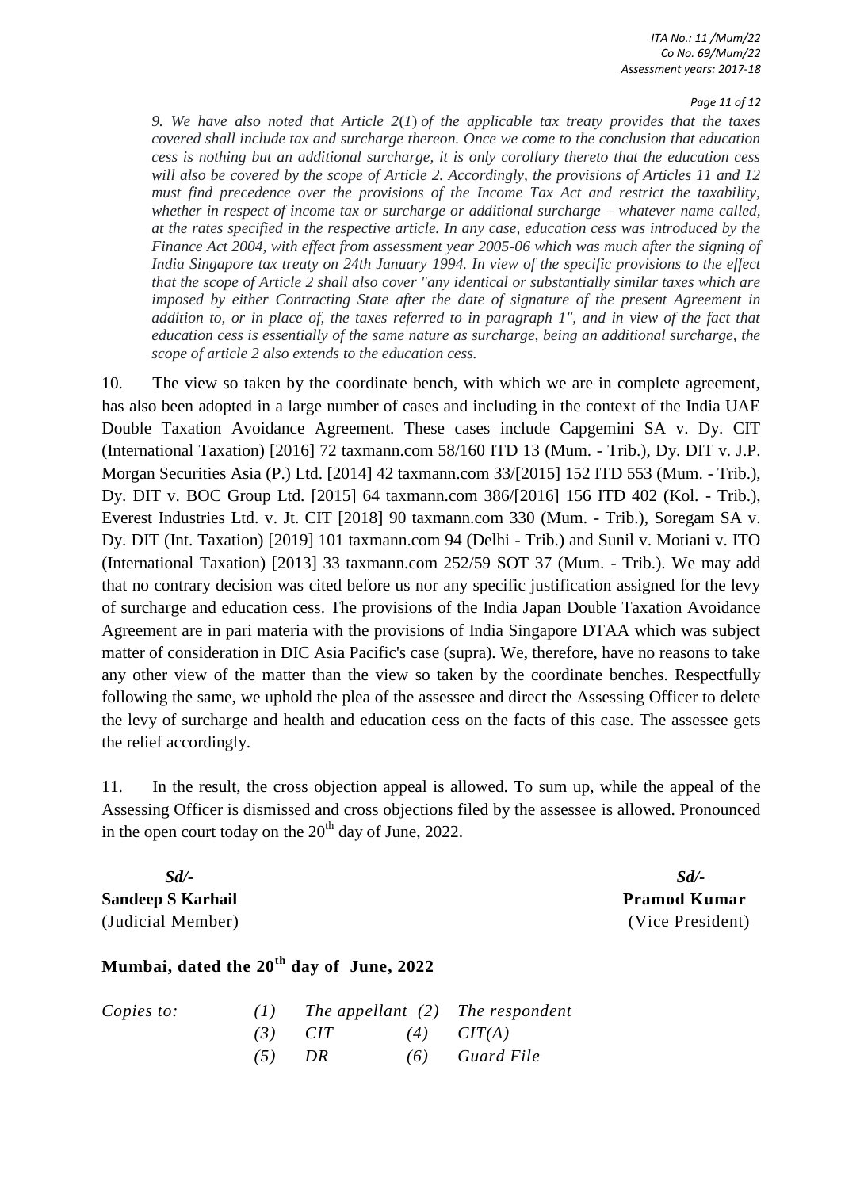*9. We have also noted that Article 2(1) of the applicable tax treaty provides that the taxes covered shall include tax and surcharge thereon. Once we come to the conclusion that education cess is nothing but an additional surcharge, it is only corollary thereto that the education cess will also be covered by the scope of Article 2. Accordingly, the provisions of Articles 11 and 12 must find precedence over the provisions of the Income Tax Act and restrict the taxability, whether in respect of income tax or surcharge or additional surcharge – whatever name called, at the rates specified in the respective article. In any case, education cess was introduced by the Finance Act 2004, with effect from assessment year 2005-06 which was much after the signing of India Singapore tax treaty on 24th January 1994. In view of the specific provisions to the effect that the scope of Article 2 shall also cover "any identical or substantially similar taxes which are imposed by either Contracting State after the date of signature of the present Agreement in addition to, or in place of, the taxes referred to in paragraph 1", and in view of the fact that education cess is essentially of the same nature as surcharge, being an additional surcharge, the scope of article 2 also extends to the education cess.*

10. The view so taken by the coordinate bench, with which we are in complete agreement, has also been adopted in a large number of cases and including in the context of the India UAE Double Taxation Avoidance Agreement. These cases include Capgemini SA v. Dy. CIT (International Taxation) [2016] 72 taxmann.com 58/160 ITD 13 (Mum. - Trib.), Dy. DIT v. J.P. Morgan Securities Asia (P.) Ltd. [2014] 42 taxmann.com 33/[2015] 152 ITD 553 (Mum. - Trib.), Dy. DIT v. BOC Group Ltd. [2015] 64 taxmann.com 386/[2016] 156 ITD 402 (Kol. - Trib.), Everest Industries Ltd. v. Jt. CIT [2018] 90 taxmann.com 330 (Mum. - Trib.), Soregam SA v. Dy. DIT (Int. Taxation) [2019] 101 taxmann.com 94 (Delhi - Trib.) and Sunil v. Motiani v. ITO (International Taxation) [2013] 33 taxmann.com 252/59 SOT 37 (Mum. - Trib.). We may add that no contrary decision was cited before us nor any specific justification assigned for the levy of surcharge and education cess. The provisions of the India Japan Double Taxation Avoidance Agreement are in pari materia with the provisions of India Singapore DTAA which was subject matter of consideration in DIC Asia Pacific's case (supra). We, therefore, have no reasons to take any other view of the matter than the view so taken by the coordinate benches. Respectfully following the same, we uphold the plea of the assessee and direct the Assessing Officer to delete the levy of surcharge and health and education cess on the facts of this case. The assessee gets the relief accordingly.

11. In the result, the cross objection appeal is allowed. To sum up, while the appeal of the Assessing Officer is dismissed and cross objections filed by the assessee is allowed. Pronounced in the open court today on the 20th day of June, 2022.

| ***Sd/-*** | ***Sd/-*** |
|---|---|
| **Sandeep S Karhail** | **Pramod Kumar** |
| (Judicial Member) | (Vice President) |

**Mumbai, dated the 20th day of June, 2022**

*Copies to:*

*(1) The appellant (2) The respondent*
*(3) CIT (4) CIT(A)*
*(5) DR (6) Guard File*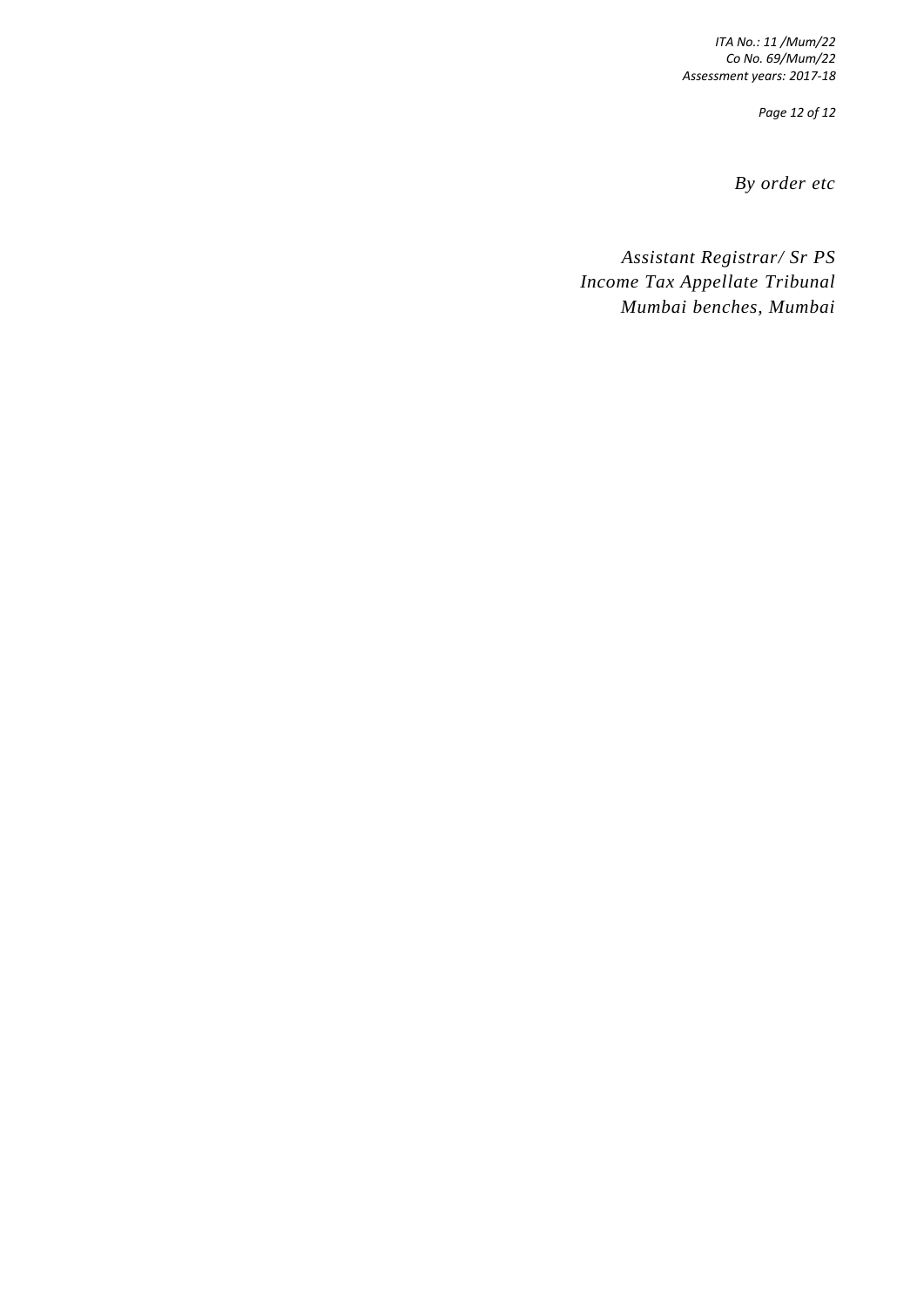*By order etc*

*Assistant Registrar/ Sr PS*
*Income Tax Appellate Tribunal*
*Mumbai benches, Mumbai*